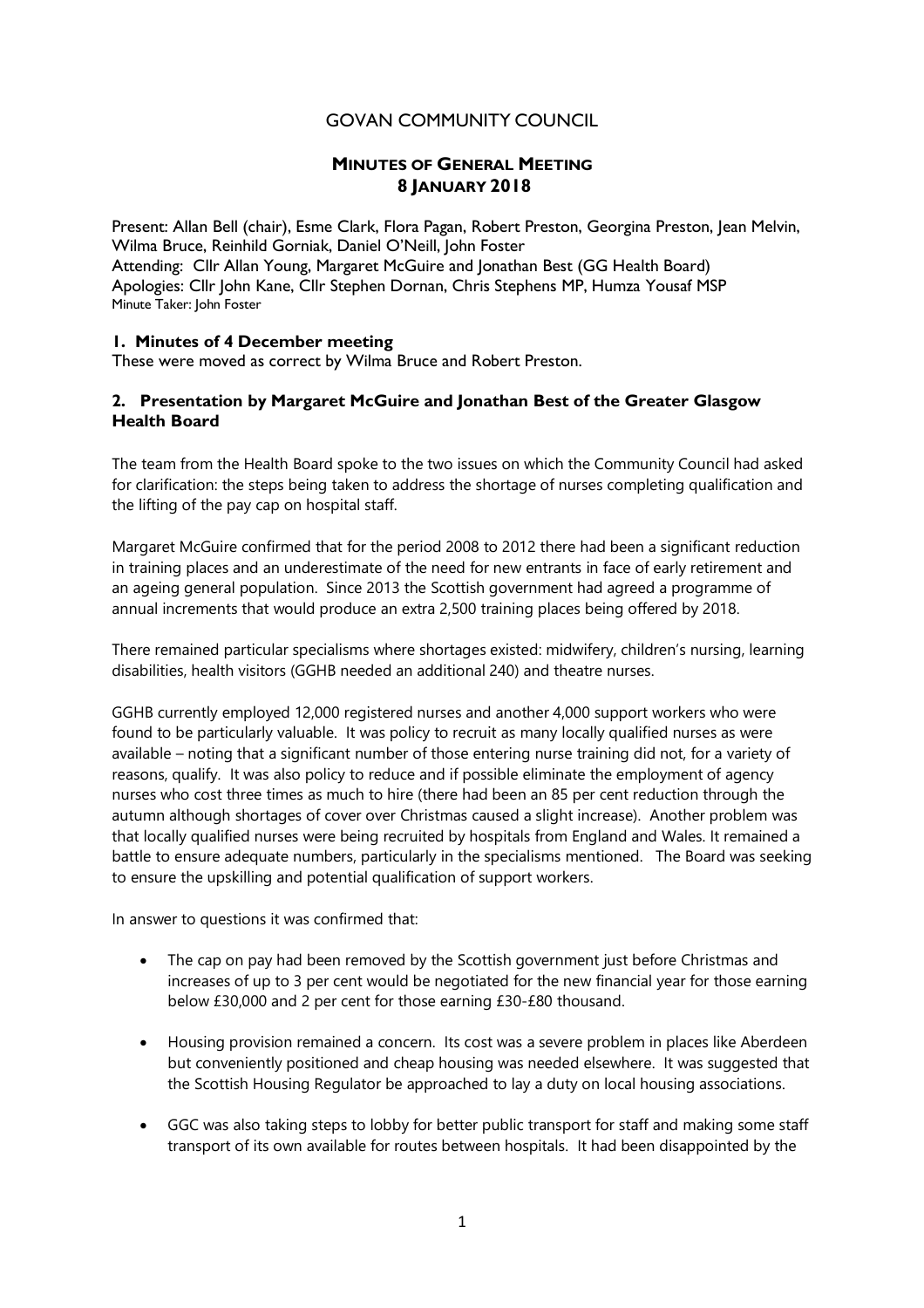# GOVAN COMMUNITY COUNCIL

## MINUTES OF GENERAL MEETING
## 8 JANUARY 2018

Present: Allan Bell (chair), Esme Clark, Flora Pagan, Robert Preston, Georgina Preston, Jean Melvin, Wilma Bruce, Reinhild Gorniak, Daniel O'Neill, John Foster
Attending: Cllr Allan Young, Margaret McGuire and Jonathan Best (GG Health Board)
Apologies: Cllr John Kane, Cllr Stephen Dornan, Chris Stephens MP, Humza Yousaf MSP
Minute Taker: John Foster

### 1. Minutes of 4 December meeting

These were moved as correct by Wilma Bruce and Robert Preston.

### 2. Presentation by Margaret McGuire and Jonathan Best of the Greater Glasgow Health Board

The team from the Health Board spoke to the two issues on which the Community Council had asked for clarification: the steps being taken to address the shortage of nurses completing qualification and the lifting of the pay cap on hospital staff.

Margaret McGuire confirmed that for the period 2008 to 2012 there had been a significant reduction in training places and an underestimate of the need for new entrants in face of early retirement and an ageing general population. Since 2013 the Scottish government had agreed a programme of annual increments that would produce an extra 2,500 training places being offered by 2018.

There remained particular specialisms where shortages existed: midwifery, children's nursing, learning disabilities, health visitors (GGHB needed an additional 240) and theatre nurses.

GGHB currently employed 12,000 registered nurses and another 4,000 support workers who were found to be particularly valuable. It was policy to recruit as many locally qualified nurses as were available – noting that a significant number of those entering nurse training did not, for a variety of reasons, qualify. It was also policy to reduce and if possible eliminate the employment of agency nurses who cost three times as much to hire (there had been an 85 per cent reduction through the autumn although shortages of cover over Christmas caused a slight increase). Another problem was that locally qualified nurses were being recruited by hospitals from England and Wales. It remained a battle to ensure adequate numbers, particularly in the specialisms mentioned. The Board was seeking to ensure the upskilling and potential qualification of support workers.

In answer to questions it was confirmed that:

- The cap on pay had been removed by the Scottish government just before Christmas and increases of up to 3 per cent would be negotiated for the new financial year for those earning below £30,000 and 2 per cent for those earning £30-£80 thousand.
- Housing provision remained a concern. Its cost was a severe problem in places like Aberdeen but conveniently positioned and cheap housing was needed elsewhere. It was suggested that the Scottish Housing Regulator be approached to lay a duty on local housing associations.
- GGC was also taking steps to lobby for better public transport for staff and making some staff transport of its own available for routes between hospitals. It had been disappointed by the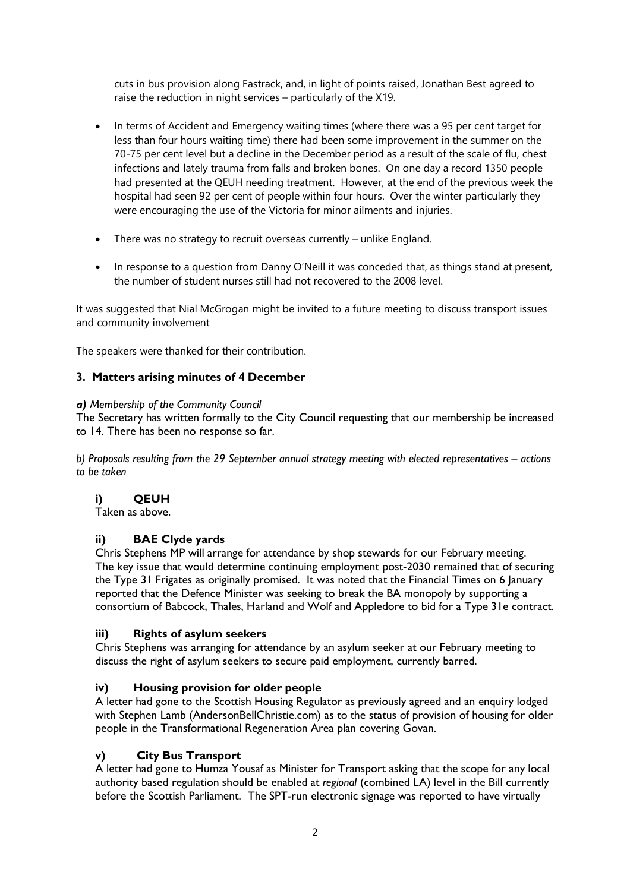cuts in bus provision along Fastrack, and, in light of points raised, Jonathan Best agreed to raise the reduction in night services – particularly of the X19.

- In terms of Accident and Emergency waiting times (where there was a 95 per cent target for less than four hours waiting time) there had been some improvement in the summer on the 70-75 per cent level but a decline in the December period as a result of the scale of flu, chest infections and lately trauma from falls and broken bones. On one day a record 1350 people had presented at the QEUH needing treatment. However, at the end of the previous week the hospital had seen 92 per cent of people within four hours. Over the winter particularly they were encouraging the use of the Victoria for minor ailments and injuries.

- There was no strategy to recruit overseas currently – unlike England.

- In response to a question from Danny O'Neill it was conceded that, as things stand at present, the number of student nurses still had not recovered to the 2008 level.

It was suggested that Nial McGrogan might be invited to a future meeting to discuss transport issues and community involvement

The speakers were thanked for their contribution.

### 3. Matters arising minutes of 4 December

***a)*** *Membership of the Community Council*

The Secretary has written formally to the City Council requesting that our membership be increased to 14. There has been no response so far.

*b) Proposals resulting from the 29 September annual strategy meeting with elected representatives – actions to be taken*

#### i) QEUH

Taken as above.

#### ii) BAE Clyde yards

Chris Stephens MP will arrange for attendance by shop stewards for our February meeting. The key issue that would determine continuing employment post-2030 remained that of securing the Type 31 Frigates as originally promised. It was noted that the Financial Times on 6 January reported that the Defence Minister was seeking to break the BA monopoly by supporting a consortium of Babcock, Thales, Harland and Wolf and Appledore to bid for a Type 31e contract.

#### iii) Rights of asylum seekers

Chris Stephens was arranging for attendance by an asylum seeker at our February meeting to discuss the right of asylum seekers to secure paid employment, currently barred.

#### iv) Housing provision for older people

A letter had gone to the Scottish Housing Regulator as previously agreed and an enquiry lodged with Stephen Lamb (AndersonBellChristie.com) as to the status of provision of housing for older people in the Transformational Regeneration Area plan covering Govan.

#### v) City Bus Transport

A letter had gone to Humza Yousaf as Minister for Transport asking that the scope for any local authority based regulation should be enabled at *regional* (combined LA) level in the Bill currently before the Scottish Parliament. The SPT-run electronic signage was reported to have virtually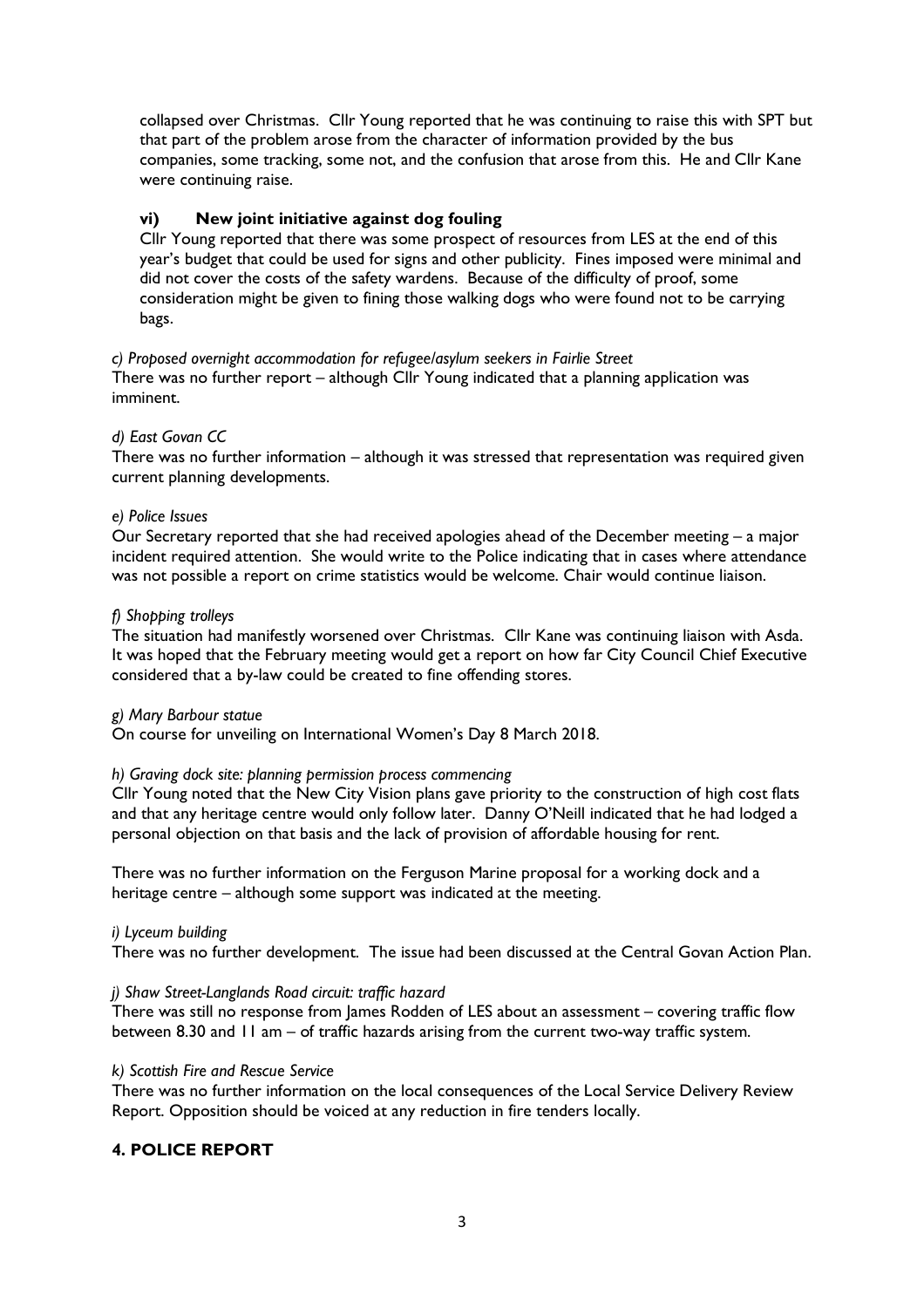collapsed over Christmas. Cllr Young reported that he was continuing to raise this with SPT but that part of the problem arose from the character of information provided by the bus companies, some tracking, some not, and the confusion that arose from this. He and Cllr Kane were continuing raise.

**vi) New joint initiative against dog fouling**

Cllr Young reported that there was some prospect of resources from LES at the end of this year's budget that could be used for signs and other publicity. Fines imposed were minimal and did not cover the costs of the safety wardens. Because of the difficulty of proof, some consideration might be given to fining those walking dogs who were found not to be carrying bags.

*c) Proposed overnight accommodation for refugee/asylum seekers in Fairlie Street*

There was no further report – although Cllr Young indicated that a planning application was imminent.

*d) East Govan CC*

There was no further information – although it was stressed that representation was required given current planning developments.

*e) Police Issues*

Our Secretary reported that she had received apologies ahead of the December meeting – a major incident required attention. She would write to the Police indicating that in cases where attendance was not possible a report on crime statistics would be welcome. Chair would continue liaison.

*f) Shopping trolleys*

The situation had manifestly worsened over Christmas. Cllr Kane was continuing liaison with Asda. It was hoped that the February meeting would get a report on how far City Council Chief Executive considered that a by-law could be created to fine offending stores.

*g) Mary Barbour statue*

On course for unveiling on International Women's Day 8 March 2018.

*h) Graving dock site: planning permission process commencing*

Cllr Young noted that the New City Vision plans gave priority to the construction of high cost flats and that any heritage centre would only follow later. Danny O'Neill indicated that he had lodged a personal objection on that basis and the lack of provision of affordable housing for rent.

There was no further information on the Ferguson Marine proposal for a working dock and a heritage centre – although some support was indicated at the meeting.

*i) Lyceum building*

There was no further development. The issue had been discussed at the Central Govan Action Plan.

*j) Shaw Street-Langlands Road circuit: traffic hazard*

There was still no response from James Rodden of LES about an assessment – covering traffic flow between 8.30 and 11 am – of traffic hazards arising from the current two-way traffic system.

*k) Scottish Fire and Rescue Service*

There was no further information on the local consequences of the Local Service Delivery Review Report. Opposition should be voiced at any reduction in fire tenders locally.

## 4. POLICE REPORT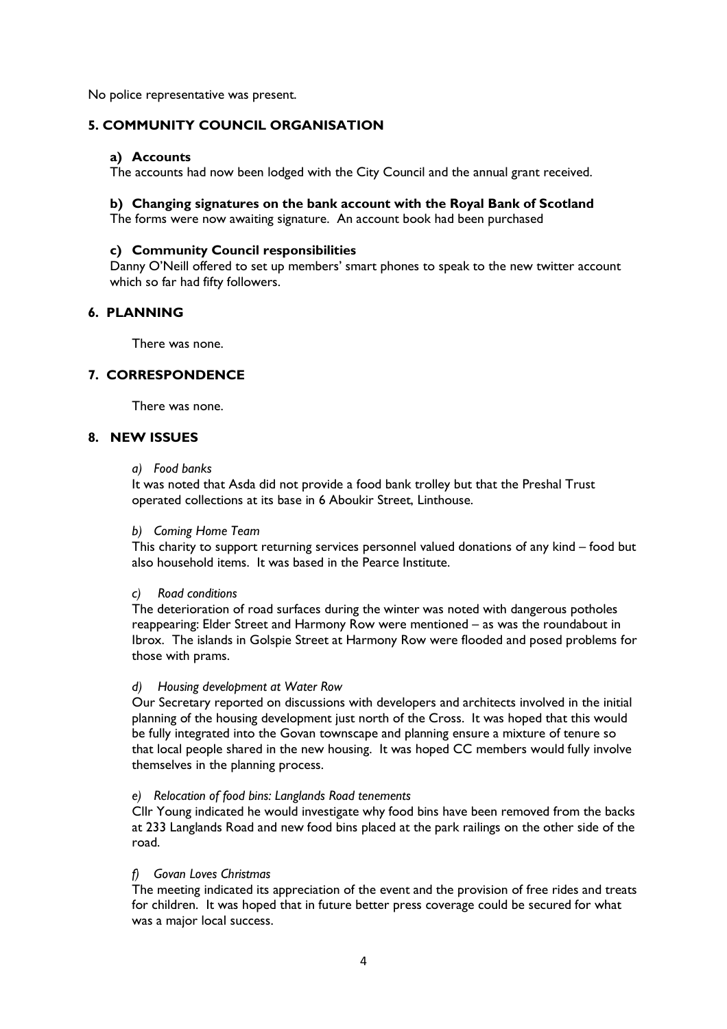No police representative was present.

## 5. COMMUNITY COUNCIL ORGANISATION

### a) Accounts

The accounts had now been lodged with the City Council and the annual grant received.

### b) Changing signatures on the bank account with the Royal Bank of Scotland

The forms were now awaiting signature. An account book had been purchased

### c) Community Council responsibilities

Danny O'Neill offered to set up members' smart phones to speak to the new twitter account which so far had fifty followers.

## 6. PLANNING

There was none.

## 7. CORRESPONDENCE

There was none.

## 8. NEW ISSUES

*a) Food banks*

It was noted that Asda did not provide a food bank trolley but that the Preshal Trust operated collections at its base in 6 Aboukir Street, Linthouse.

*b) Coming Home Team*

This charity to support returning services personnel valued donations of any kind – food but also household items. It was based in the Pearce Institute.

*c) Road conditions*

The deterioration of road surfaces during the winter was noted with dangerous potholes reappearing: Elder Street and Harmony Row were mentioned – as was the roundabout in Ibrox. The islands in Golspie Street at Harmony Row were flooded and posed problems for those with prams.

*d) Housing development at Water Row*

Our Secretary reported on discussions with developers and architects involved in the initial planning of the housing development just north of the Cross. It was hoped that this would be fully integrated into the Govan townscape and planning ensure a mixture of tenure so that local people shared in the new housing. It was hoped CC members would fully involve themselves in the planning process.

*e) Relocation of food bins: Langlands Road tenements*

Cllr Young indicated he would investigate why food bins have been removed from the backs at 233 Langlands Road and new food bins placed at the park railings on the other side of the road.

*f) Govan Loves Christmas*

The meeting indicated its appreciation of the event and the provision of free rides and treats for children. It was hoped that in future better press coverage could be secured for what was a major local success.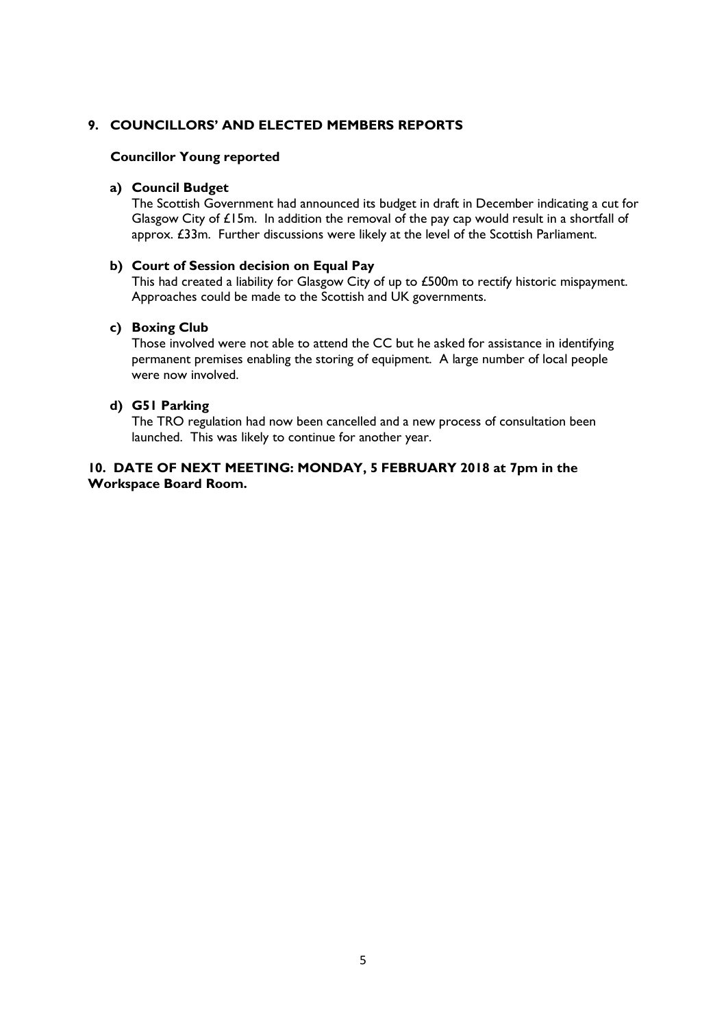## 9. COUNCILLORS' AND ELECTED MEMBERS REPORTS

**Councillor Young reported**

**a) Council Budget**

The Scottish Government had announced its budget in draft in December indicating a cut for Glasgow City of £15m. In addition the removal of the pay cap would result in a shortfall of approx. £33m. Further discussions were likely at the level of the Scottish Parliament.

**b) Court of Session decision on Equal Pay**

This had created a liability for Glasgow City of up to £500m to rectify historic mispayment. Approaches could be made to the Scottish and UK governments.

**c) Boxing Club**

Those involved were not able to attend the CC but he asked for assistance in identifying permanent premises enabling the storing of equipment. A large number of local people were now involved.

**d) G51 Parking**

The TRO regulation had now been cancelled and a new process of consultation been launched. This was likely to continue for another year.

## 10. DATE OF NEXT MEETING: MONDAY, 5 FEBRUARY 2018 at 7pm in the Workspace Board Room.